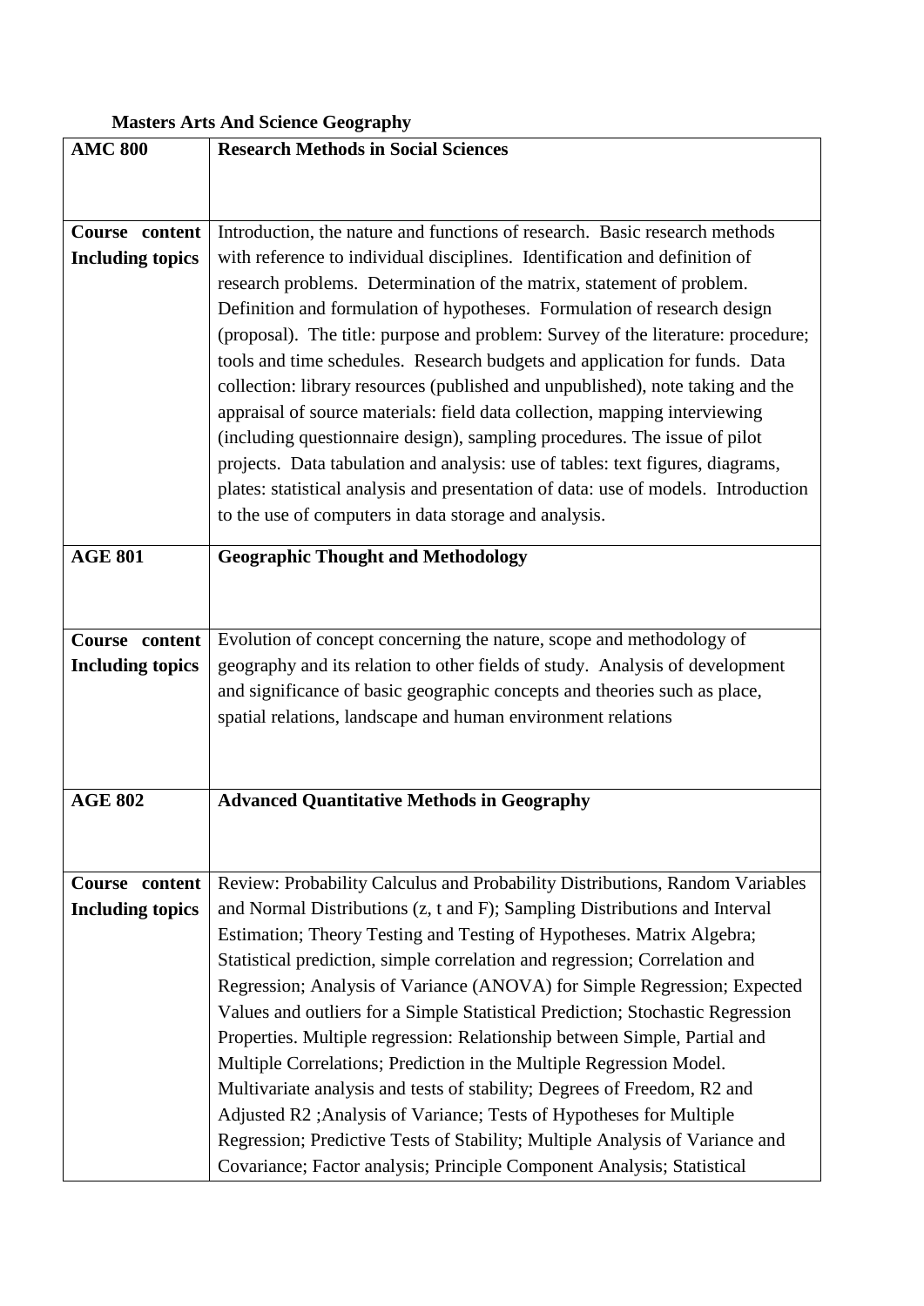**Masters Arts And Science Geography**

| AMC 800 | **Research Methods in Social Sciences** |
|---|---|
| **Course content Including topics** | Introduction, the nature and functions of research. Basic research methods with reference to individual disciplines. Identification and definition of research problems. Determination of the matrix, statement of problem. Definition and formulation of hypotheses. Formulation of research design (proposal). The title: purpose and problem: Survey of the literature: procedure; tools and time schedules. Research budgets and application for funds. Data collection: library resources (published and unpublished), note taking and the appraisal of source materials: field data collection, mapping interviewing (including questionnaire design), sampling procedures. The issue of pilot projects. Data tabulation and analysis: use of tables: text figures, diagrams, plates: statistical analysis and presentation of data: use of models. Introduction to the use of computers in data storage and analysis. |
| **AGE 801** | **Geographic Thought and Methodology** |
| **Course content Including topics** | Evolution of concept concerning the nature, scope and methodology of geography and its relation to other fields of study. Analysis of development and significance of basic geographic concepts and theories such as place, spatial relations, landscape and human environment relations |
| **AGE 802** | **Advanced Quantitative Methods in Geography** |
| **Course content Including topics** | Review: Probability Calculus and Probability Distributions, Random Variables and Normal Distributions (z, t and F); Sampling Distributions and Interval Estimation; Theory Testing and Testing of Hypotheses. Matrix Algebra; Statistical prediction, simple correlation and regression; Correlation and Regression; Analysis of Variance (ANOVA) for Simple Regression; Expected Values and outliers for a Simple Statistical Prediction; Stochastic Regression Properties. Multiple regression: Relationship between Simple, Partial and Multiple Correlations; Prediction in the Multiple Regression Model. Multivariate analysis and tests of stability; Degrees of Freedom, R2 and Adjusted R2 ;Analysis of Variance; Tests of Hypotheses for Multiple Regression; Predictive Tests of Stability; Multiple Analysis of Variance and Covariance; Factor analysis; Principle Component Analysis; Statistical |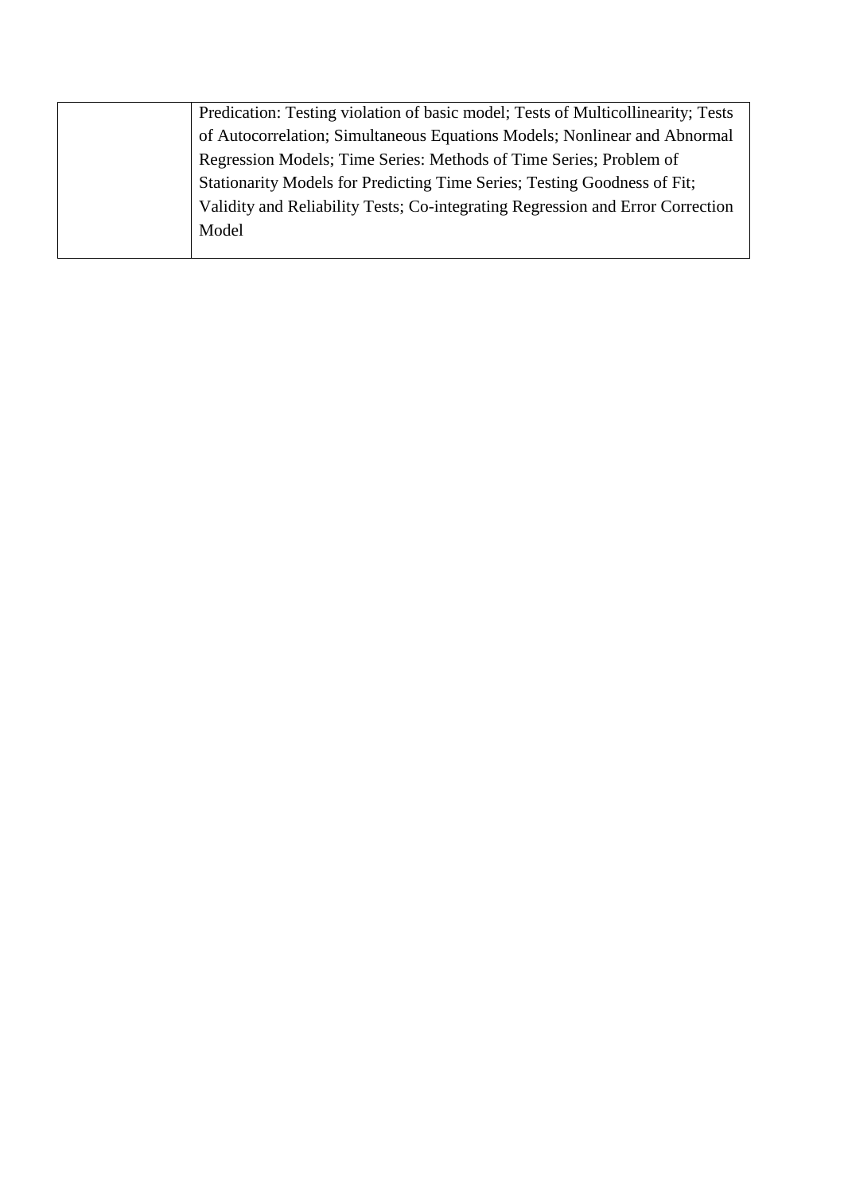| | |
|---|---|
| | Predication: Testing violation of basic model; Tests of Multicollinearity; Tests of Autocorrelation; Simultaneous Equations Models; Nonlinear and Abnormal Regression Models; Time Series: Methods of Time Series; Problem of Stationarity Models for Predicting Time Series; Testing Goodness of Fit; Validity and Reliability Tests; Co-integrating Regression and Error Correction Model |